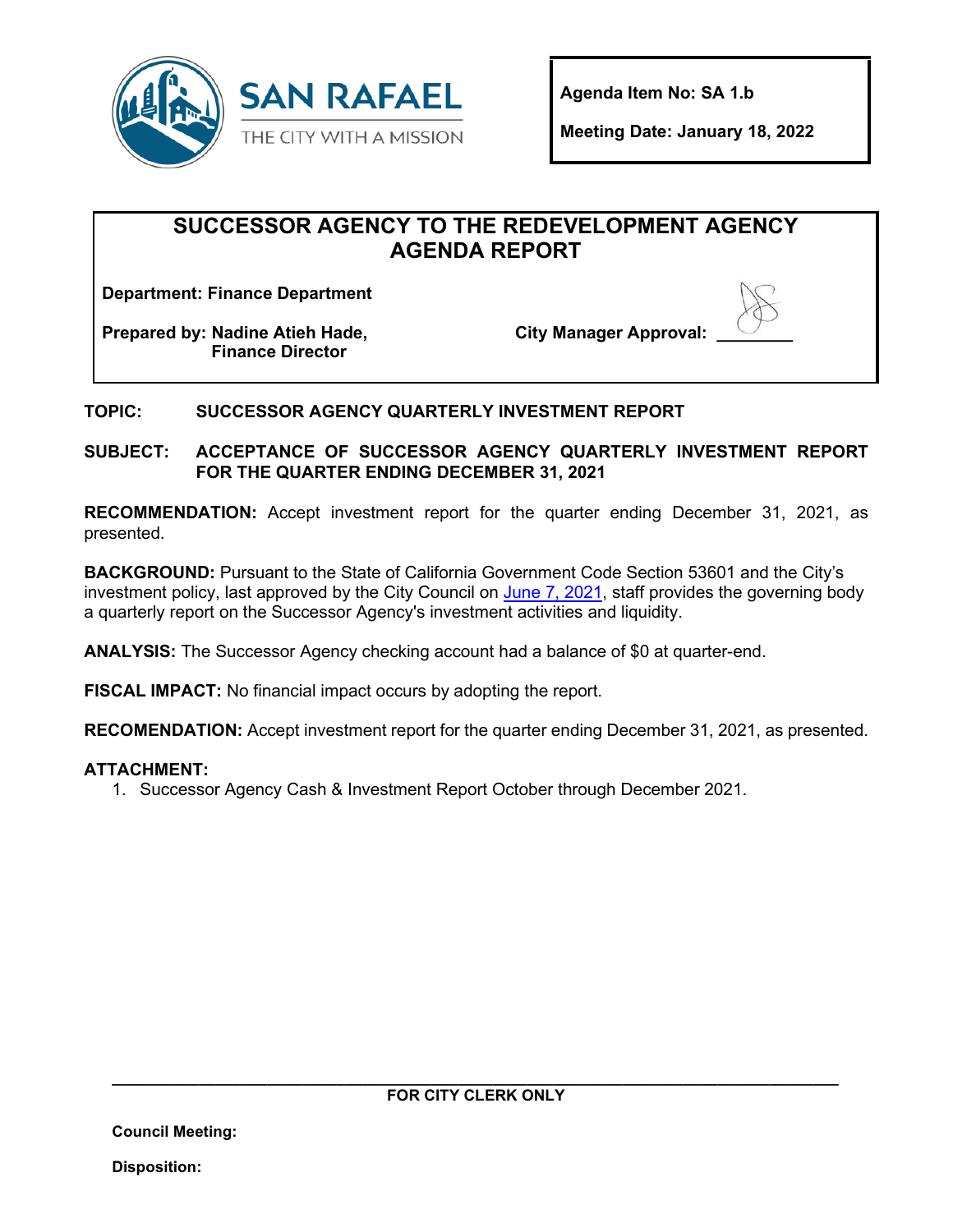SAN RAFAEL

THE CITY WITH A MISSION

**Agenda Item No: SA 1.b**

**Meeting Date: January 18, 2022**

# SUCCESSOR AGENCY TO THE REDEVELOPMENT AGENCY AGENDA REPORT

**Department: Finance Department**

**Prepared by: Nadine Atieh Hade, Finance Director**

**City Manager Approval:** ________

**TOPIC:** **SUCCESSOR AGENCY QUARTERLY INVESTMENT REPORT**

**SUBJECT:** **ACCEPTANCE OF SUCCESSOR AGENCY QUARTERLY INVESTMENT REPORT FOR THE QUARTER ENDING DECEMBER 31, 2021**

**RECOMMENDATION:** Accept investment report for the quarter ending December 31, 2021, as presented.

**BACKGROUND:** Pursuant to the State of California Government Code Section 53601 and the City's investment policy, last approved by the City Council on June 7, 2021, staff provides the governing body a quarterly report on the Successor Agency's investment activities and liquidity.

**ANALYSIS:** The Successor Agency checking account had a balance of $0 at quarter-end.

**FISCAL IMPACT:** No financial impact occurs by adopting the report.

**RECOMENDATION:** Accept investment report for the quarter ending December 31, 2021, as presented.

**ATTACHMENT:**

1. Successor Agency Cash & Investment Report October through December 2021.

---

**FOR CITY CLERK ONLY**

**Council Meeting:**

**Disposition:**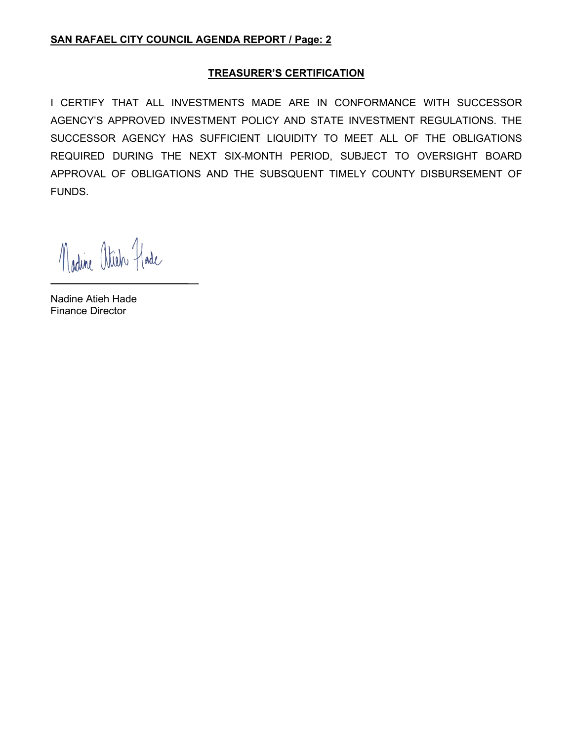## TREASURER'S CERTIFICATION

I CERTIFY THAT ALL INVESTMENTS MADE ARE IN CONFORMANCE WITH SUCCESSOR AGENCY'S APPROVED INVESTMENT POLICY AND STATE INVESTMENT REGULATIONS. THE SUCCESSOR AGENCY HAS SUFFICIENT LIQUIDITY TO MEET ALL OF THE OBLIGATIONS REQUIRED DURING THE NEXT SIX-MONTH PERIOD, SUBJECT TO OVERSIGHT BOARD APPROVAL OF OBLIGATIONS AND THE SUBSQUENT TIMELY COUNTY DISBURSEMENT OF FUNDS.

Nadine Atieh Hade
Finance Director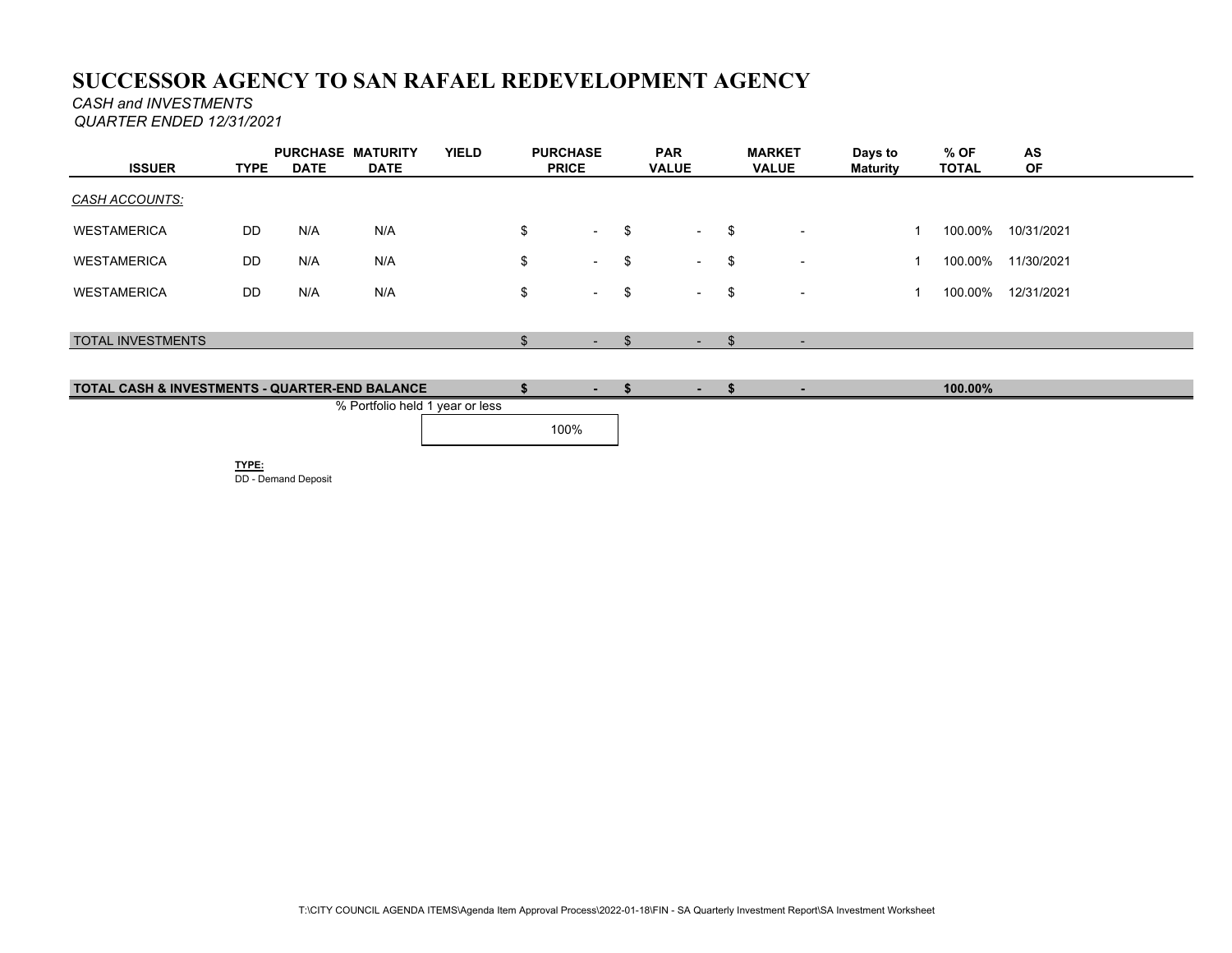# SUCCESSOR AGENCY TO SAN RAFAEL REDEVELOPMENT AGENCY

*CASH and INVESTMENTS*

*QUARTER ENDED 12/31/2021*

| ISSUER | TYPE | PURCHASE DATE | MATURITY DATE | YIELD | PURCHASE PRICE | PAR VALUE | MARKET VALUE | Days to Maturity | % OF TOTAL | AS OF |
|---|---|---|---|---|---|---|---|---|---|---|
| *CASH ACCOUNTS:* | | | | | | | | | | |
| WESTAMERICA | DD | N/A | N/A | | $ - | $ - | $ - | 1 | 100.00% | 10/31/2021 |
| WESTAMERICA | DD | N/A | N/A | | $ - | $ - | $ - | 1 | 100.00% | 11/30/2021 |
| WESTAMERICA | DD | N/A | N/A | | $ - | $ - | $ - | 1 | 100.00% | 12/31/2021 |
| TOTAL INVESTMENTS | | | | | $ - | $ - | $ - | | | |
| **TOTAL CASH & INVESTMENTS - QUARTER-END BALANCE** | | | | | **$ -** | **$ -** | **$ -** | | **100.00%** | |

% Portfolio held 1 year or less

100%

**TYPE:**
DD - Demand Deposit

T:\CITY COUNCIL AGENDA ITEMS\Agenda Item Approval Process\2022-01-18\FIN - SA Quarterly Investment Report\SA Investment Worksheet